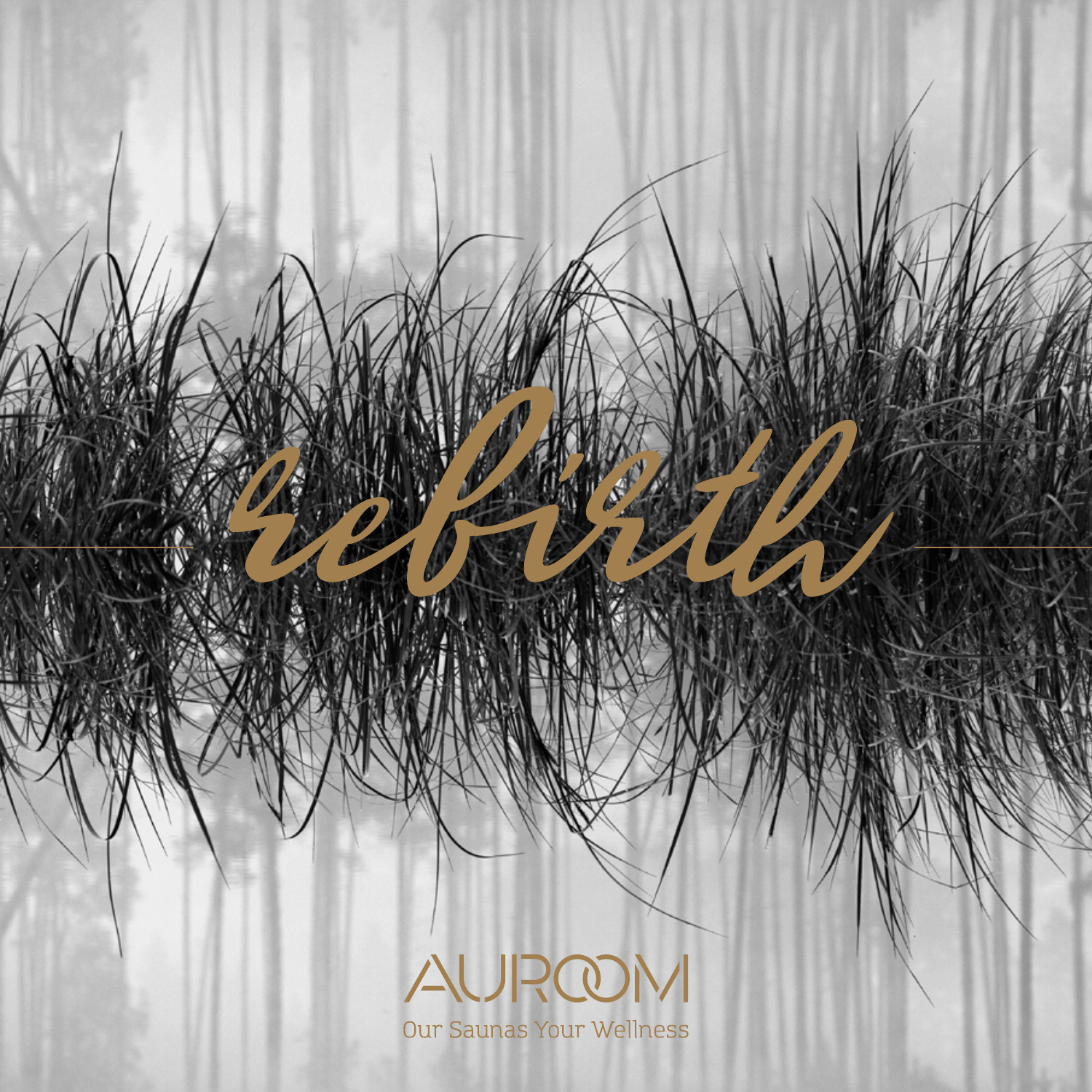# rebirth

AUROOM

Our Saunas Your Wellness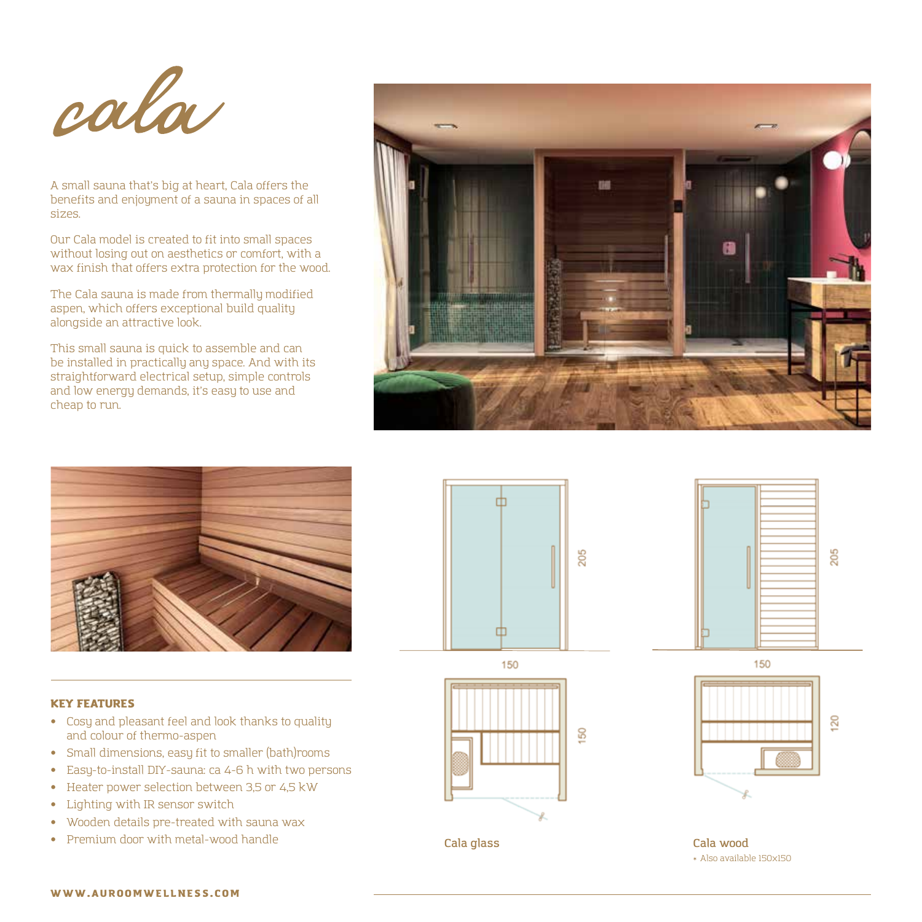# cala

A small sauna that's big at heart, Cala offers the benefits and enjoyment of a sauna in spaces of all sizes.

Our Cala model is created to fit into small spaces without losing out on aesthetics or comfort, with a wax finish that offers extra protection for the wood.

The Cala sauna is made from thermally modified aspen, which offers exceptional build quality alongside an attractive look.

This small sauna is quick to assemble and can be installed in practically any space. And with its straightforward electrical setup, simple controls and low energy demands, it's easy to use and cheap to run.

**KEY FEATURES**

- Cosy and pleasant feel and look thanks to quality and colour of thermo-aspen
- Small dimensions, easy fit to smaller (bath)rooms
- Easy-to-install DIY-sauna: ca 4-6 h with two persons
- Heater power selection between 3,5 or 4,5 kW
- Lighting with IR sensor switch
- Wooden details pre-treated with sauna wax
- Premium door with metal-wood handle

205

150

150

Cala glass

205

150

120

Cala wood

* Also available 150x150

WWW.AUROOMWELLNESS.COM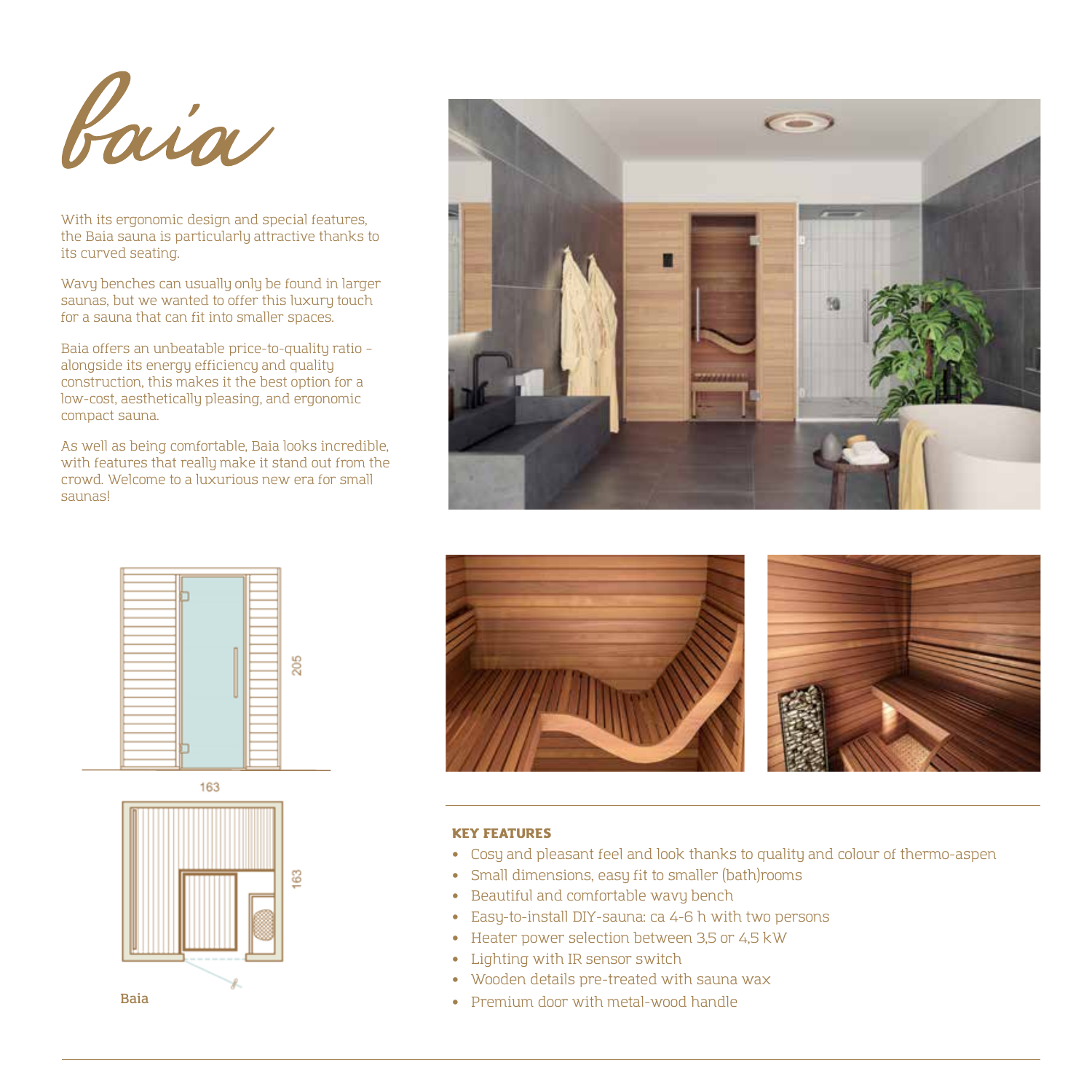# Baia

With its ergonomic design and special features, the Baia sauna is particularly attractive thanks to its curved seating.

Wavy benches can usually only be found in larger saunas, but we wanted to offer this luxury touch for a sauna that can fit into smaller spaces.

Baia offers an unbeatable price-to-quality ratio – alongside its energy efficiency and quality construction, this makes it the best option for a low-cost, aesthetically pleasing, and ergonomic compact sauna.

As well as being comfortable, Baia looks incredible, with features that really make it stand out from the crowd. Welcome to a luxurious new era for small saunas!

205

163

163

Baia

**KEY FEATURES**

- Cosy and pleasant feel and look thanks to quality and colour of thermo-aspen
- Small dimensions, easy fit to smaller (bath)rooms
- Beautiful and comfortable wavy bench
- Easy-to-install DIY-sauna: ca 4-6 h with two persons
- Heater power selection between 3,5 or 4,5 kW
- Lighting with IR sensor switch
- Wooden details pre-treated with sauna wax
- Premium door with metal-wood handle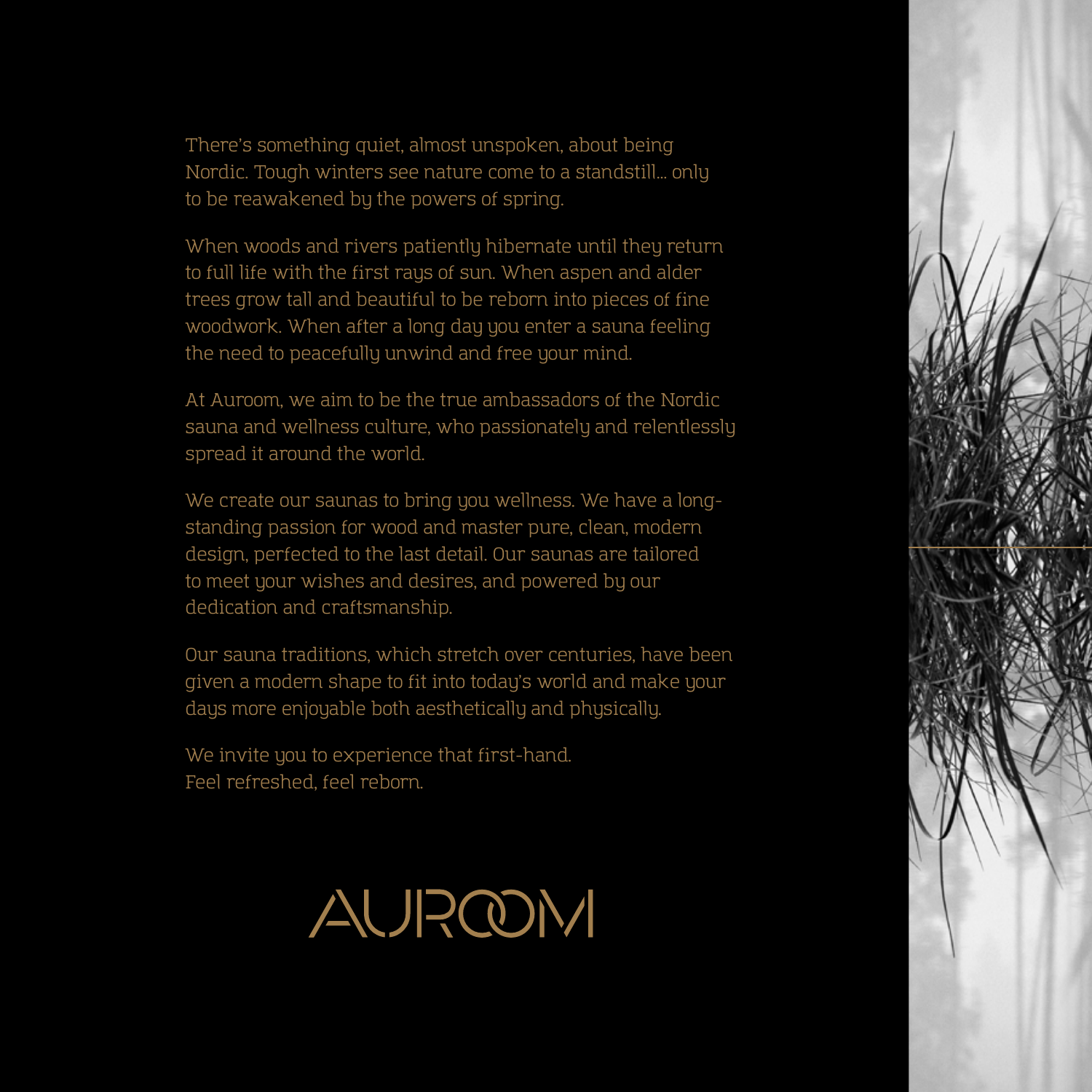There's something quiet, almost unspoken, about being Nordic. Tough winters see nature come to a standstill... only to be reawakened by the powers of spring.

When woods and rivers patiently hibernate until they return to full life with the first rays of sun. When aspen and alder trees grow tall and beautiful to be reborn into pieces of fine woodwork. When after a long day you enter a sauna feeling the need to peacefully unwind and free your mind.

At Auroom, we aim to be the true ambassadors of the Nordic sauna and wellness culture, who passionately and relentlessly spread it around the world.

We create our saunas to bring you wellness. We have a long-standing passion for wood and master pure, clean, modern design, perfected to the last detail. Our saunas are tailored to meet your wishes and desires, and powered by our dedication and craftsmanship.

Our sauna traditions, which stretch over centuries, have been given a modern shape to fit into today's world and make your days more enjoyable both aesthetically and physically.

We invite you to experience that first-hand.
Feel refreshed, feel reborn.

AUROOM